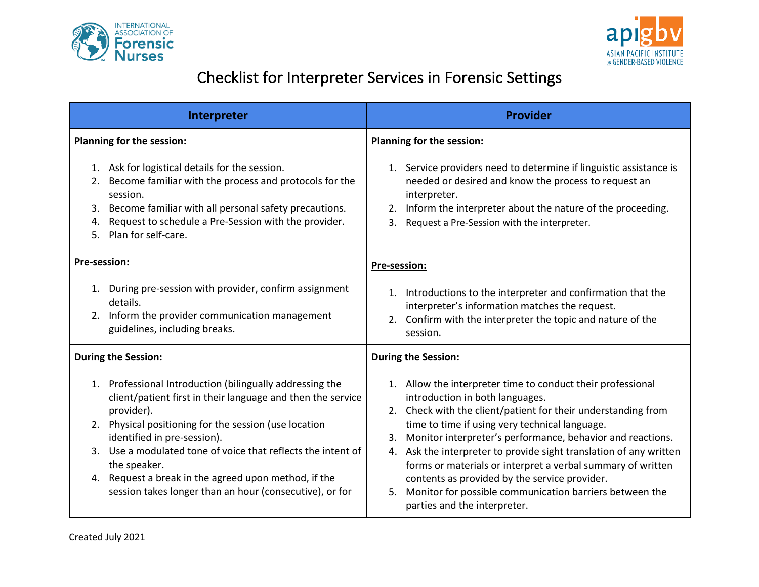INTERNATIONAL ASSOCIATION OF Forensic Nurses

apigbv ASIAN PACIFIC INSTITUTE ON GENDER-BASED VIOLENCE

# Checklist for Interpreter Services in Forensic Settings

| Interpreter | Provider |
|---|---|
| **Planning for the session:**<br><br>1. Ask for logistical details for the session.<br>2. Become familiar with the process and protocols for the session.<br>3. Become familiar with all personal safety precautions.<br>4. Request to schedule a Pre-Session with the provider.<br>5. Plan for self-care.<br><br>**Pre-session:**<br><br>1. During pre-session with provider, confirm assignment details.<br>2. Inform the provider communication management guidelines, including breaks. | **Planning for the session:**<br><br>1. Service providers need to determine if linguistic assistance is needed or desired and know the process to request an interpreter.<br>2. Inform the interpreter about the nature of the proceeding.<br>3. Request a Pre-Session with the interpreter.<br><br>**Pre-session:**<br><br>1. Introductions to the interpreter and confirmation that the interpreter's information matches the request.<br>2. Confirm with the interpreter the topic and nature of the session. |
| **During the Session:**<br><br>1. Professional Introduction (bilingually addressing the client/patient first in their language and then the service provider).<br>2. Physical positioning for the session (use location identified in pre-session).<br>3. Use a modulated tone of voice that reflects the intent of the speaker.<br>4. Request a break in the agreed upon method, if the session takes longer than an hour (consecutive), or for | **During the Session:**<br><br>1. Allow the interpreter time to conduct their professional introduction in both languages.<br>2. Check with the client/patient for their understanding from time to time if using very technical language.<br>3. Monitor interpreter's performance, behavior and reactions.<br>4. Ask the interpreter to provide sight translation of any written forms or materials or interpret a verbal summary of written contents as provided by the service provider.<br>5. Monitor for possible communication barriers between the parties and the interpreter. |

Created July 2021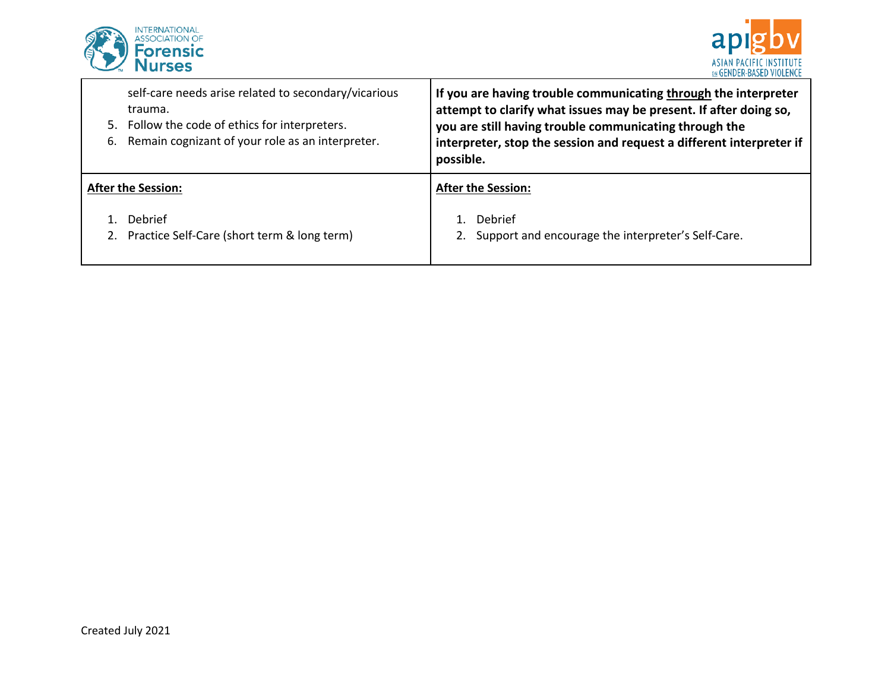| | |
|---|---|
| self-care needs arise related to secondary/vicarious trauma.<br>5. Follow the code of ethics for interpreters.<br>6. Remain cognizant of your role as an interpreter. | **If you are having trouble communicating through the interpreter attempt to clarify what issues may be present. If after doing so, you are still having trouble communicating through the interpreter, stop the session and request a different interpreter if possible.** |
| **After the Session:**<br><br>1. Debrief<br>2. Practice Self-Care (short term & long term) | **After the Session:**<br><br>1. Debrief<br>2. Support and encourage the interpreter's Self-Care. |

Created July 2021